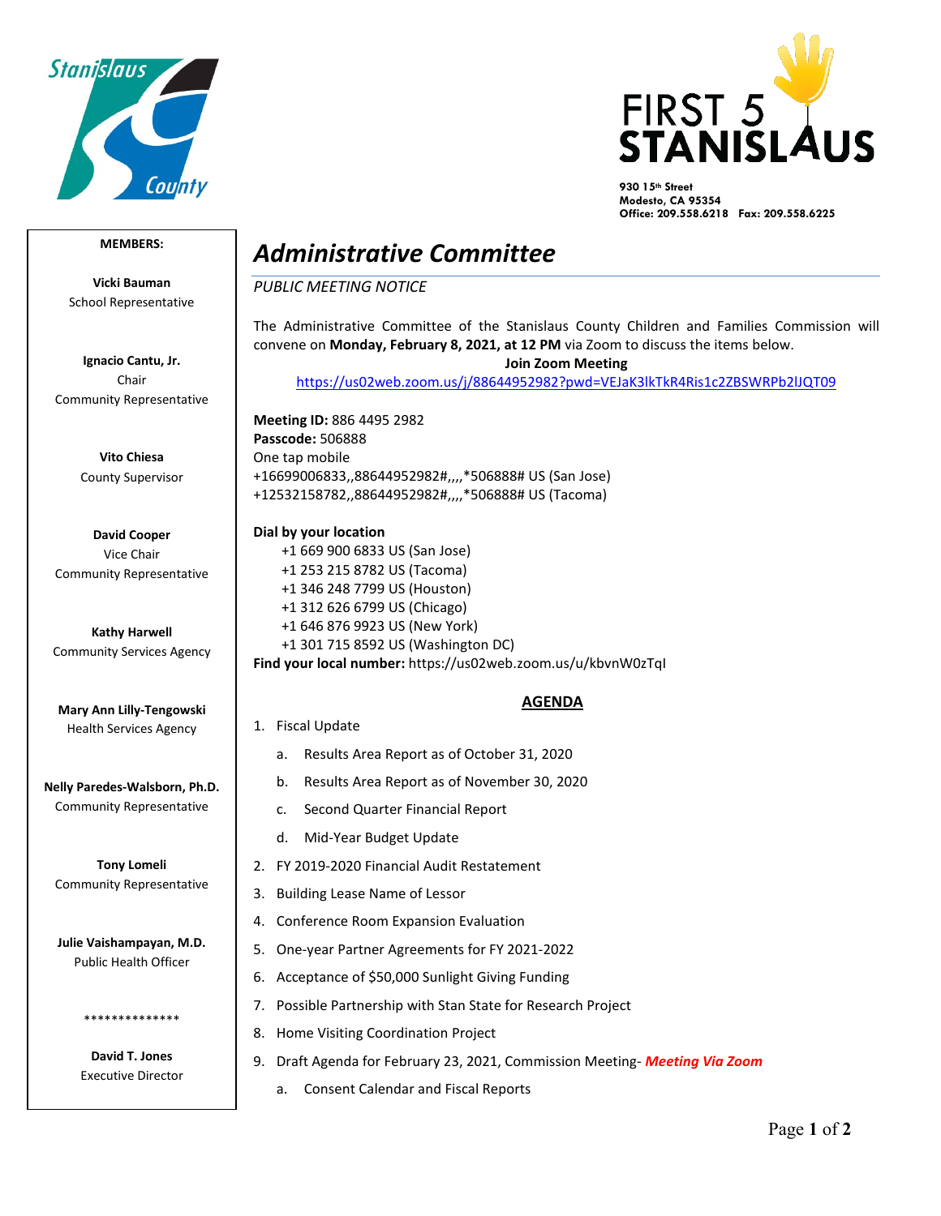FIRST 5 STANISLAUS

930 15th Street
Modesto, CA 95354
Office: 209.558.6218 Fax: 209.558.6225

# *Administrative Committee*

*PUBLIC MEETING NOTICE*

The Administrative Committee of the Stanislaus County Children and Families Commission will convene on **Monday, February 8, 2021, at 12 PM** via Zoom to discuss the items below.

**Join Zoom Meeting**
https://us02web.zoom.us/j/88644952982?pwd=VEJaK3lkTkR4Ris1c2ZBSWRPb2lJQT09

**Meeting ID:** 886 4495 2982
**Passcode:** 506888
One tap mobile
+16699006833,,88644952982#,,,,*506888# US (San Jose)
+12532158782,,88644952982#,,,,*506888# US (Tacoma)

**Dial by your location**
+1 669 900 6833 US (San Jose)
+1 253 215 8782 US (Tacoma)
+1 346 248 7799 US (Houston)
+1 312 626 6799 US (Chicago)
+1 646 876 9923 US (New York)
+1 301 715 8592 US (Washington DC)

**Find your local number:** https://us02web.zoom.us/u/kbvnW0zTqI

## AGENDA

1. Fiscal Update
   a. Results Area Report as of October 31, 2020
   b. Results Area Report as of November 30, 2020
   c. Second Quarter Financial Report
   d. Mid-Year Budget Update
2. FY 2019-2020 Financial Audit Restatement
3. Building Lease Name of Lessor
4. Conference Room Expansion Evaluation
5. One-year Partner Agreements for FY 2021-2022
6. Acceptance of $50,000 Sunlight Giving Funding
7. Possible Partnership with Stan State for Research Project
8. Home Visiting Coordination Project
9. Draft Agenda for February 23, 2021, Commission Meeting- ***Meeting Via Zoom***
   a. Consent Calendar and Fiscal Reports

**MEMBERS:**

**Vicki Bauman**
School Representative

**Ignacio Cantu, Jr.**
Chair
Community Representative

**Vito Chiesa**
County Supervisor

**David Cooper**
Vice Chair
Community Representative

**Kathy Harwell**
Community Services Agency

**Mary Ann Lilly-Tengowski**
Health Services Agency

**Nelly Paredes-Walsborn, Ph.D.**
Community Representative

**Tony Lomeli**
Community Representative

**Julie Vaishampayan, M.D.**
Public Health Officer

**************

**David T. Jones**
Executive Director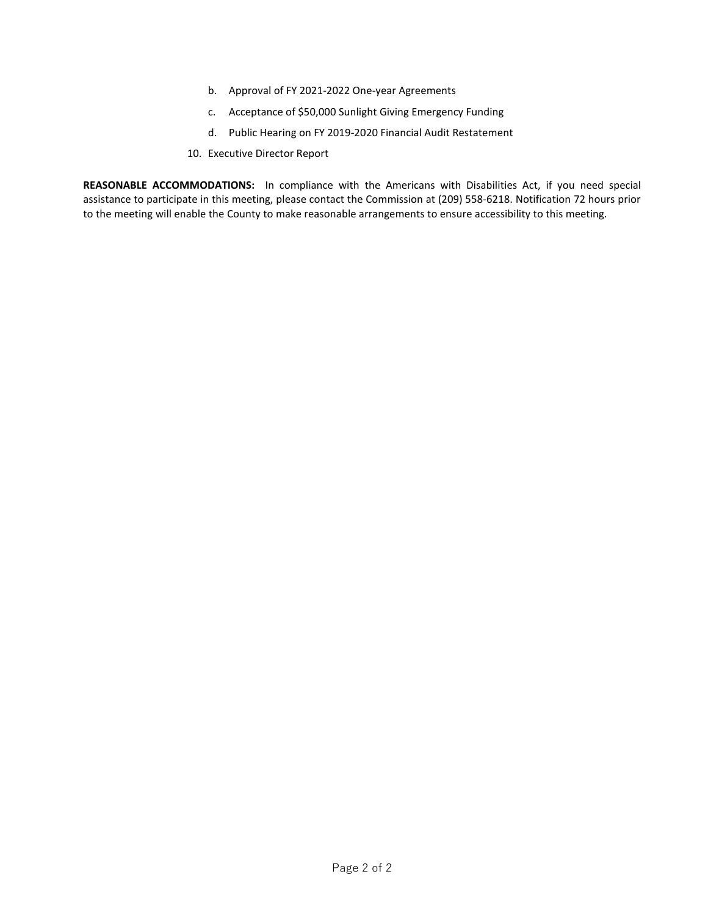b. Approval of FY 2021-2022 One-year Agreements

c. Acceptance of $50,000 Sunlight Giving Emergency Funding

d. Public Hearing on FY 2019-2020 Financial Audit Restatement

10. Executive Director Report

**REASONABLE ACCOMMODATIONS:** In compliance with the Americans with Disabilities Act, if you need special assistance to participate in this meeting, please contact the Commission at (209) 558-6218. Notification 72 hours prior to the meeting will enable the County to make reasonable arrangements to ensure accessibility to this meeting.